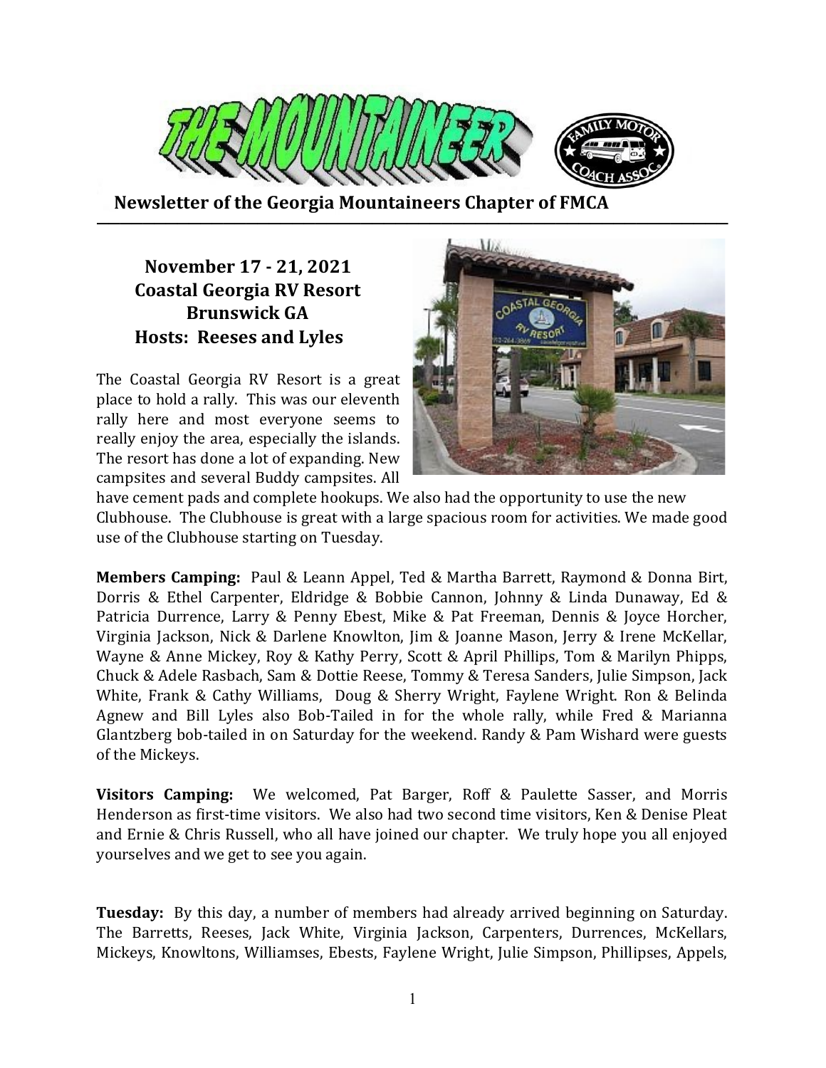# THE MOUNTAINEER

**Newsletter of the Georgia Mountaineers Chapter of FMCA**

## November 17 - 21, 2021
## Coastal Georgia RV Resort
## Brunswick GA
## Hosts: Reeses and Lyles

The Coastal Georgia RV Resort is a great place to hold a rally. This was our eleventh rally here and most everyone seems to really enjoy the area, especially the islands. The resort has done a lot of expanding. New campsites and several Buddy campsites. All have cement pads and complete hookups. We also had the opportunity to use the new Clubhouse. The Clubhouse is great with a large spacious room for activities. We made good use of the Clubhouse starting on Tuesday.

**Members Camping:** Paul & Leann Appel, Ted & Martha Barrett, Raymond & Donna Birt, Dorris & Ethel Carpenter, Eldridge & Bobbie Cannon, Johnny & Linda Dunaway, Ed & Patricia Durrence, Larry & Penny Ebest, Mike & Pat Freeman, Dennis & Joyce Horcher, Virginia Jackson, Nick & Darlene Knowlton, Jim & Joanne Mason, Jerry & Irene McKellar, Wayne & Anne Mickey, Roy & Kathy Perry, Scott & April Phillips, Tom & Marilyn Phipps, Chuck & Adele Rasbach, Sam & Dottie Reese, Tommy & Teresa Sanders, Julie Simpson, Jack White, Frank & Cathy Williams, Doug & Sherry Wright, Faylene Wright. Ron & Belinda Agnew and Bill Lyles also Bob-Tailed in for the whole rally, while Fred & Marianna Glantzberg bob-tailed in on Saturday for the weekend. Randy & Pam Wishard were guests of the Mickeys.

**Visitors Camping:** We welcomed, Pat Barger, Roff & Paulette Sasser, and Morris Henderson as first-time visitors. We also had two second time visitors, Ken & Denise Pleat and Ernie & Chris Russell, who all have joined our chapter. We truly hope you all enjoyed yourselves and we get to see you again.

**Tuesday:** By this day, a number of members had already arrived beginning on Saturday. The Barretts, Reeses, Jack White, Virginia Jackson, Carpenters, Durrences, McKellars, Mickeys, Knowltons, Williamses, Ebests, Faylene Wright, Julie Simpson, Phillipses, Appels,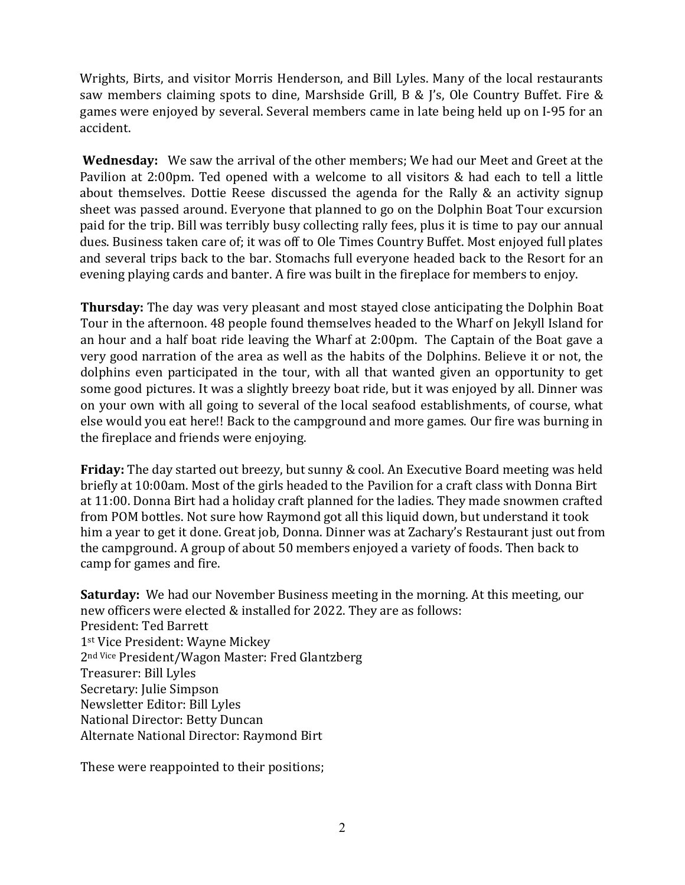Wrights, Birts, and visitor Morris Henderson, and Bill Lyles. Many of the local restaurants saw members claiming spots to dine, Marshside Grill, B & J's, Ole Country Buffet. Fire & games were enjoyed by several. Several members came in late being held up on I-95 for an accident.

**Wednesday:** We saw the arrival of the other members; We had our Meet and Greet at the Pavilion at 2:00pm. Ted opened with a welcome to all visitors & had each to tell a little about themselves. Dottie Reese discussed the agenda for the Rally & an activity signup sheet was passed around. Everyone that planned to go on the Dolphin Boat Tour excursion paid for the trip. Bill was terribly busy collecting rally fees, plus it is time to pay our annual dues. Business taken care of; it was off to Ole Times Country Buffet. Most enjoyed full plates and several trips back to the bar. Stomachs full everyone headed back to the Resort for an evening playing cards and banter. A fire was built in the fireplace for members to enjoy.

**Thursday:** The day was very pleasant and most stayed close anticipating the Dolphin Boat Tour in the afternoon. 48 people found themselves headed to the Wharf on Jekyll Island for an hour and a half boat ride leaving the Wharf at 2:00pm. The Captain of the Boat gave a very good narration of the area as well as the habits of the Dolphins. Believe it or not, the dolphins even participated in the tour, with all that wanted given an opportunity to get some good pictures. It was a slightly breezy boat ride, but it was enjoyed by all. Dinner was on your own with all going to several of the local seafood establishments, of course, what else would you eat here!! Back to the campground and more games. Our fire was burning in the fireplace and friends were enjoying.

**Friday:** The day started out breezy, but sunny & cool. An Executive Board meeting was held briefly at 10:00am. Most of the girls headed to the Pavilion for a craft class with Donna Birt at 11:00. Donna Birt had a holiday craft planned for the ladies. They made snowmen crafted from POM bottles. Not sure how Raymond got all this liquid down, but understand it took him a year to get it done. Great job, Donna. Dinner was at Zachary's Restaurant just out from the campground. A group of about 50 members enjoyed a variety of foods. Then back to camp for games and fire.

**Saturday:** We had our November Business meeting in the morning. At this meeting, our new officers were elected & installed for 2022. They are as follows:
President: Ted Barrett
1st Vice President: Wayne Mickey
2nd Vice President/Wagon Master: Fred Glantzberg
Treasurer: Bill Lyles
Secretary: Julie Simpson
Newsletter Editor: Bill Lyles
National Director: Betty Duncan
Alternate National Director: Raymond Birt

These were reappointed to their positions;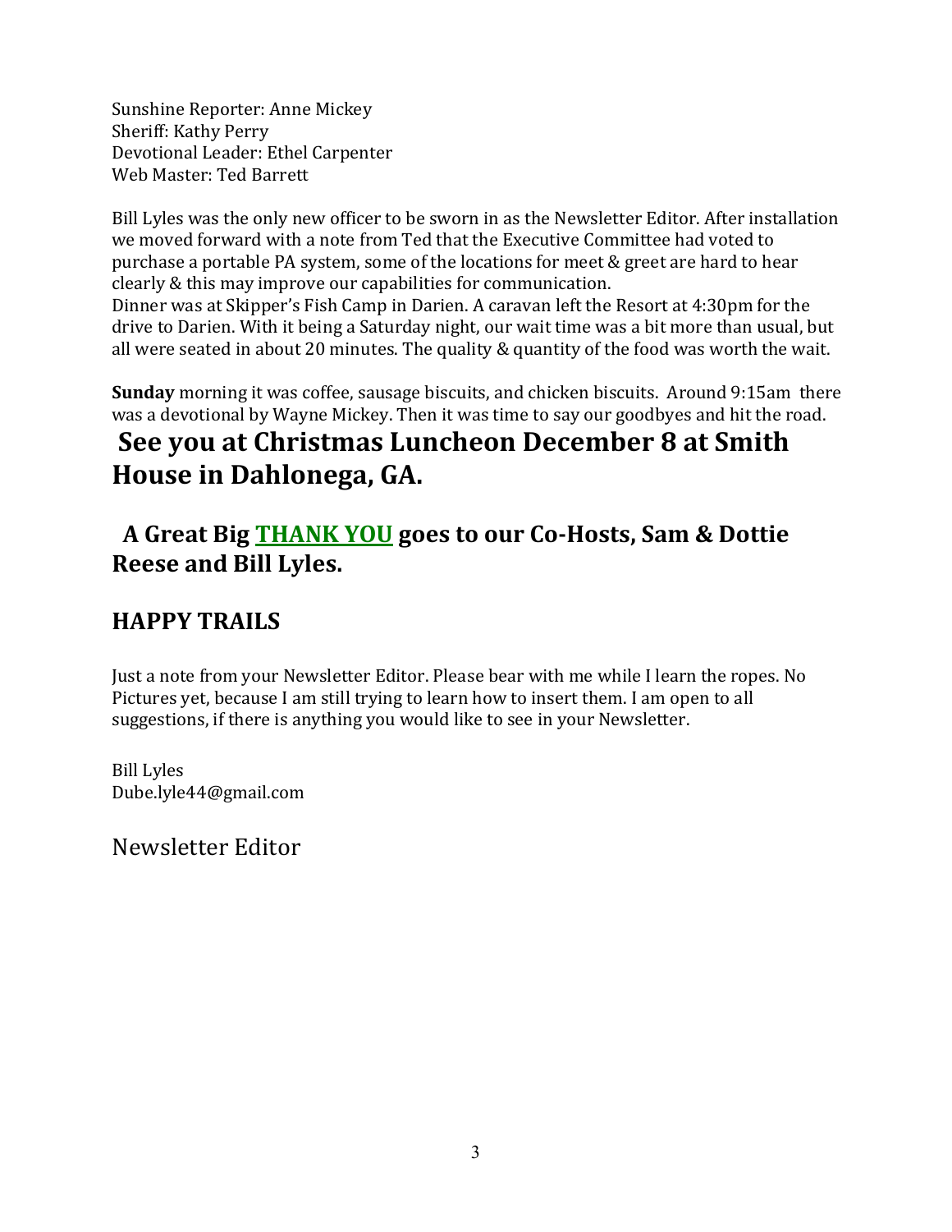Sunshine Reporter: Anne Mickey
Sheriff: Kathy Perry
Devotional Leader: Ethel Carpenter
Web Master: Ted Barrett

Bill Lyles was the only new officer to be sworn in as the Newsletter Editor. After installation we moved forward with a note from Ted that the Executive Committee had voted to purchase a portable PA system, some of the locations for meet & greet are hard to hear clearly & this may improve our capabilities for communication.
Dinner was at Skipper's Fish Camp in Darien. A caravan left the Resort at 4:30pm for the drive to Darien. With it being a Saturday night, our wait time was a bit more than usual, but all were seated in about 20 minutes. The quality & quantity of the food was worth the wait.

**Sunday** morning it was coffee, sausage biscuits, and chicken biscuits. Around 9:15am there was a devotional by Wayne Mickey. Then it was time to say our goodbyes and hit the road.

## See you at Christmas Luncheon December 8 at Smith House in Dahlonega, GA.

## A Great Big THANK YOU goes to our Co-Hosts, Sam & Dottie Reese and Bill Lyles.

## HAPPY TRAILS

Just a note from your Newsletter Editor. Please bear with me while I learn the ropes. No Pictures yet, because I am still trying to learn how to insert them. I am open to all suggestions, if there is anything you would like to see in your Newsletter.

Bill Lyles
Dube.lyle44@gmail.com

Newsletter Editor